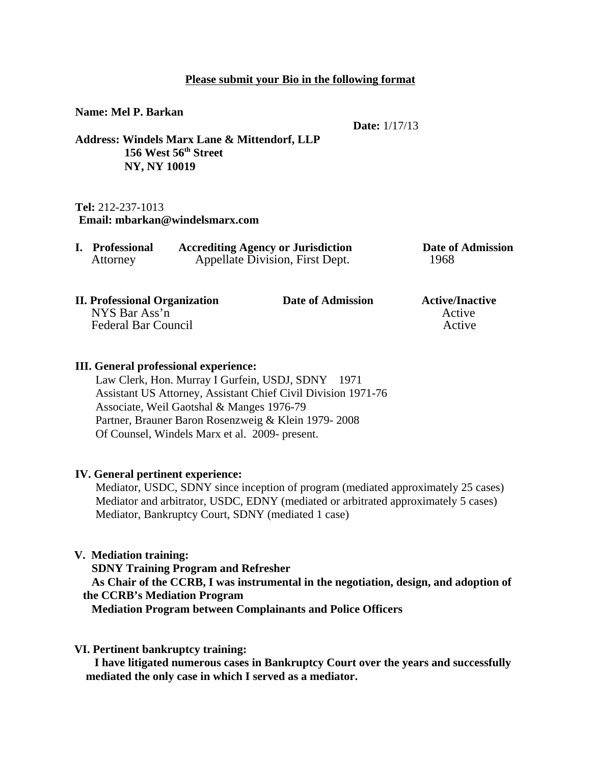**<u>Please submit your Bio in the following format</u>**

**Name: Mel P. Barkan**

**Date:** 1/17/13

**Address: Windels Marx Lane & Mittendorf, LLP**
**156 West 56th Street**
**NY, NY 10019**

**Tel:** 212-237-1013
**Email: mbarkan@windelsmarx.com**

| **I. Professional** | **Accrediting Agency or Jurisdiction** | **Date of Admission** |
|---|---|---|
| Attorney | Appellate Division, First Dept. | 1968 |

| **II. Professional Organization** | **Date of Admission** | **Active/Inactive** |
|---|---|---|
| NYS Bar Ass'n | | Active |
| Federal Bar Council | | Active |

**III. General professional experience:**

Law Clerk, Hon. Murray I Gurfein, USDJ, SDNY 1971
Assistant US Attorney, Assistant Chief Civil Division 1971-76
Associate, Weil Gaotshal & Manges 1976-79
Partner, Brauner Baron Rosenzweig & Klein 1979- 2008
Of Counsel, Windels Marx et al. 2009- present.

**IV. General pertinent experience:**

Mediator, USDC, SDNY since inception of program (mediated approximately 25 cases)
Mediator and arbitrator, USDC, EDNY (mediated or arbitrated approximately 5 cases)
Mediator, Bankruptcy Court, SDNY (mediated 1 case)

**V. Mediation training:**

**SDNY Training Program and Refresher**
**As Chair of the CCRB, I was instrumental in the negotiation, design, and adoption of the CCRB's Mediation Program**
**Mediation Program between Complainants and Police Officers**

**VI. Pertinent bankruptcy training:**

**I have litigated numerous cases in Bankruptcy Court over the years and successfully mediated the only case in which I served as a mediator.**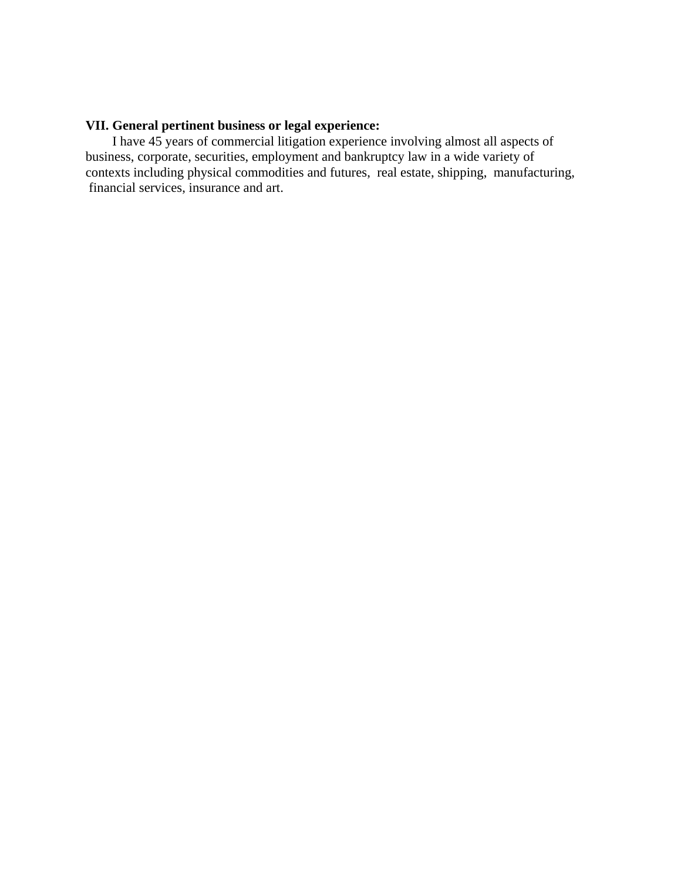**VII. General pertinent business or legal experience:**

I have 45 years of commercial litigation experience involving almost all aspects of business, corporate, securities, employment and bankruptcy law in a wide variety of contexts including physical commodities and futures, real estate, shipping, manufacturing, financial services, insurance and art.